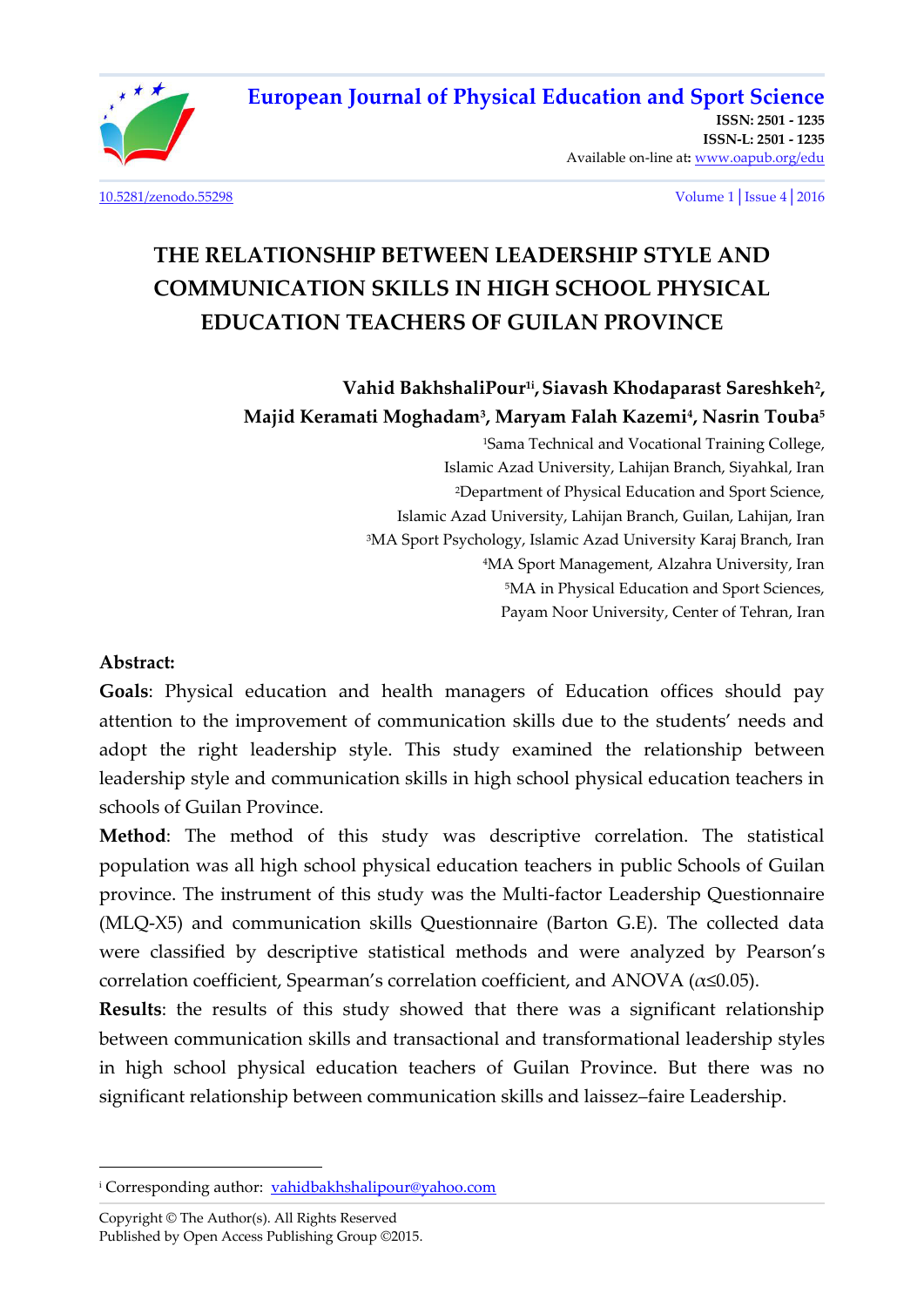# European Journal of Physical Education and Sport Science

**ISSN: 2501 - 1235**
**ISSN-L: 2501 - 1235**
Available on-line at: www.oapub.org/edu

10.5281/zenodo.55298

Volume 1 | Issue 4 | 2016

# THE RELATIONSHIP BETWEEN LEADERSHIP STYLE AND COMMUNICATION SKILLS IN HIGH SCHOOL PHYSICAL EDUCATION TEACHERS OF GUILAN PROVINCE

**Vahid BakhshaliPour[1i], Siavash Khodaparast Sareshkeh[2], Majid Keramati Moghadam[3], Maryam Falah Kazemi[4], Nasrin Touba[5]**

[1]Sama Technical and Vocational Training College, Islamic Azad University, Lahijan Branch, Siyahkal, Iran
[2]Department of Physical Education and Sport Science, Islamic Azad University, Lahijan Branch, Guilan, Lahijan, Iran
[3]MA Sport Psychology, Islamic Azad University Karaj Branch, Iran
[4]MA Sport Management, Alzahra University, Iran
[5]MA in Physical Education and Sport Sciences, Payam Noor University, Center of Tehran, Iran

**Abstract:**

**Goals**: Physical education and health managers of Education offices should pay attention to the improvement of communication skills due to the students' needs and adopt the right leadership style. This study examined the relationship between leadership style and communication skills in high school physical education teachers in schools of Guilan Province.

**Method**: The method of this study was descriptive correlation. The statistical population was all high school physical education teachers in public Schools of Guilan province. The instrument of this study was the Multi-factor Leadership Questionnaire (MLQ-X5) and communication skills Questionnaire (Barton G.E). The collected data were classified by descriptive statistical methods and were analyzed by Pearson's correlation coefficient, Spearman's correlation coefficient, and ANOVA ($\alpha \leq 0.05$).

**Results**: the results of this study showed that there was a significant relationship between communication skills and transactional and transformational leadership styles in high school physical education teachers of Guilan Province. But there was no significant relationship between communication skills and laissez–faire Leadership.

---

[i] Corresponding author: vahidbakhshalipour@yahoo.com

Copyright © The Author(s). All Rights Reserved
Published by Open Access Publishing Group ©2015.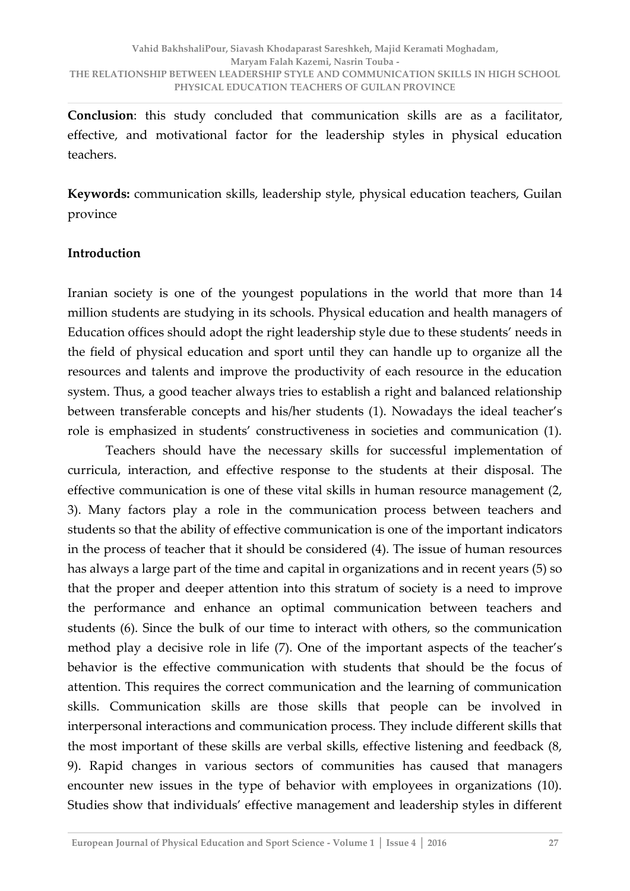**Conclusion**: this study concluded that communication skills are as a facilitator, effective, and motivational factor for the leadership styles in physical education teachers.

**Keywords:** communication skills, leadership style, physical education teachers, Guilan province

## Introduction

Iranian society is one of the youngest populations in the world that more than 14 million students are studying in its schools. Physical education and health managers of Education offices should adopt the right leadership style due to these students' needs in the field of physical education and sport until they can handle up to organize all the resources and talents and improve the productivity of each resource in the education system. Thus, a good teacher always tries to establish a right and balanced relationship between transferable concepts and his/her students (1). Nowadays the ideal teacher's role is emphasized in students' constructiveness in societies and communication (1).

Teachers should have the necessary skills for successful implementation of curricula, interaction, and effective response to the students at their disposal. The effective communication is one of these vital skills in human resource management (2, 3). Many factors play a role in the communication process between teachers and students so that the ability of effective communication is one of the important indicators in the process of teacher that it should be considered (4). The issue of human resources has always a large part of the time and capital in organizations and in recent years (5) so that the proper and deeper attention into this stratum of society is a need to improve the performance and enhance an optimal communication between teachers and students (6). Since the bulk of our time to interact with others, so the communication method play a decisive role in life (7). One of the important aspects of the teacher's behavior is the effective communication with students that should be the focus of attention. This requires the correct communication and the learning of communication skills. Communication skills are those skills that people can be involved in interpersonal interactions and communication process. They include different skills that the most important of these skills are verbal skills, effective listening and feedback (8, 9). Rapid changes in various sectors of communities has caused that managers encounter new issues in the type of behavior with employees in organizations (10). Studies show that individuals' effective management and leadership styles in different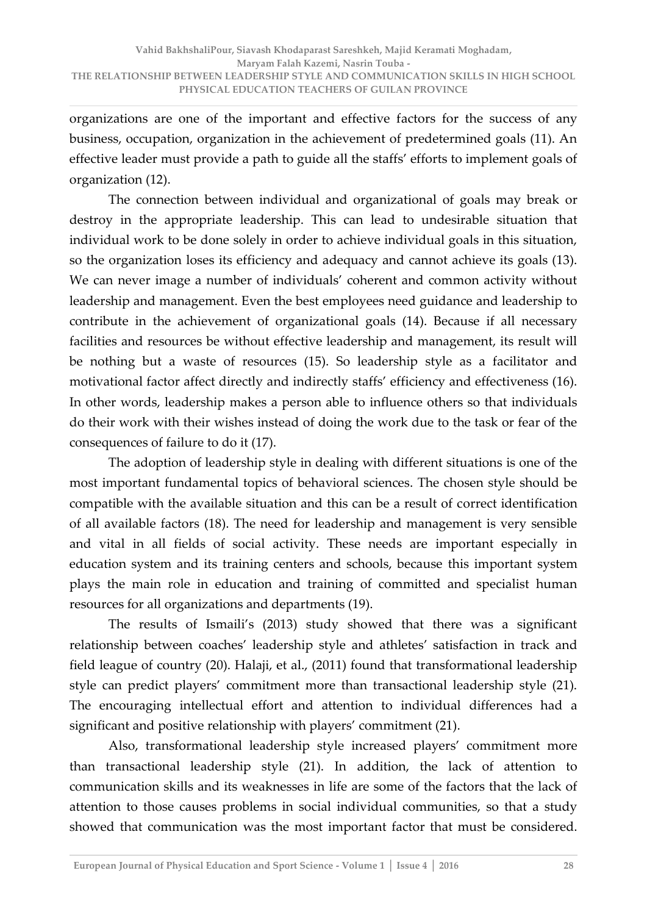organizations are one of the important and effective factors for the success of any business, occupation, organization in the achievement of predetermined goals (11). An effective leader must provide a path to guide all the staffs' efforts to implement goals of organization (12).

The connection between individual and organizational of goals may break or destroy in the appropriate leadership. This can lead to undesirable situation that individual work to be done solely in order to achieve individual goals in this situation, so the organization loses its efficiency and adequacy and cannot achieve its goals (13). We can never image a number of individuals' coherent and common activity without leadership and management. Even the best employees need guidance and leadership to contribute in the achievement of organizational goals (14). Because if all necessary facilities and resources be without effective leadership and management, its result will be nothing but a waste of resources (15). So leadership style as a facilitator and motivational factor affect directly and indirectly staffs' efficiency and effectiveness (16). In other words, leadership makes a person able to influence others so that individuals do their work with their wishes instead of doing the work due to the task or fear of the consequences of failure to do it (17).

The adoption of leadership style in dealing with different situations is one of the most important fundamental topics of behavioral sciences. The chosen style should be compatible with the available situation and this can be a result of correct identification of all available factors (18). The need for leadership and management is very sensible and vital in all fields of social activity. These needs are important especially in education system and its training centers and schools, because this important system plays the main role in education and training of committed and specialist human resources for all organizations and departments (19).

The results of Ismaili's (2013) study showed that there was a significant relationship between coaches' leadership style and athletes' satisfaction in track and field league of country (20). Halaji, et al., (2011) found that transformational leadership style can predict players' commitment more than transactional leadership style (21). The encouraging intellectual effort and attention to individual differences had a significant and positive relationship with players' commitment (21).

Also, transformational leadership style increased players' commitment more than transactional leadership style (21). In addition, the lack of attention to communication skills and its weaknesses in life are some of the factors that the lack of attention to those causes problems in social individual communities, so that a study showed that communication was the most important factor that must be considered.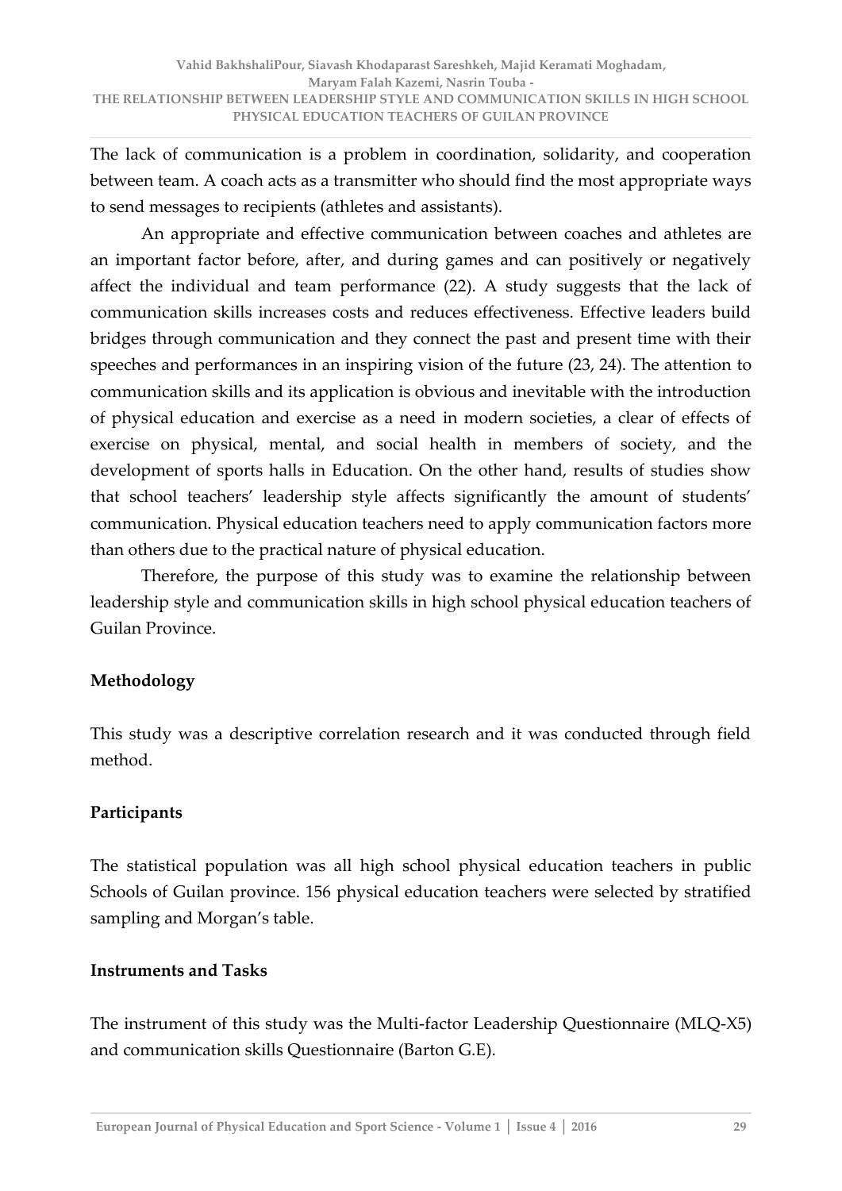The lack of communication is a problem in coordination, solidarity, and cooperation between team. A coach acts as a transmitter who should find the most appropriate ways to send messages to recipients (athletes and assistants).

An appropriate and effective communication between coaches and athletes are an important factor before, after, and during games and can positively or negatively affect the individual and team performance (22). A study suggests that the lack of communication skills increases costs and reduces effectiveness. Effective leaders build bridges through communication and they connect the past and present time with their speeches and performances in an inspiring vision of the future (23, 24). The attention to communication skills and its application is obvious and inevitable with the introduction of physical education and exercise as a need in modern societies, a clear of effects of exercise on physical, mental, and social health in members of society, and the development of sports halls in Education. On the other hand, results of studies show that school teachers' leadership style affects significantly the amount of students' communication. Physical education teachers need to apply communication factors more than others due to the practical nature of physical education.

Therefore, the purpose of this study was to examine the relationship between leadership style and communication skills in high school physical education teachers of Guilan Province.

## Methodology

This study was a descriptive correlation research and it was conducted through field method.

### Participants

The statistical population was all high school physical education teachers in public Schools of Guilan province. 156 physical education teachers were selected by stratified sampling and Morgan's table.

### Instruments and Tasks

The instrument of this study was the Multi-factor Leadership Questionnaire (MLQ-X5) and communication skills Questionnaire (Barton G.E).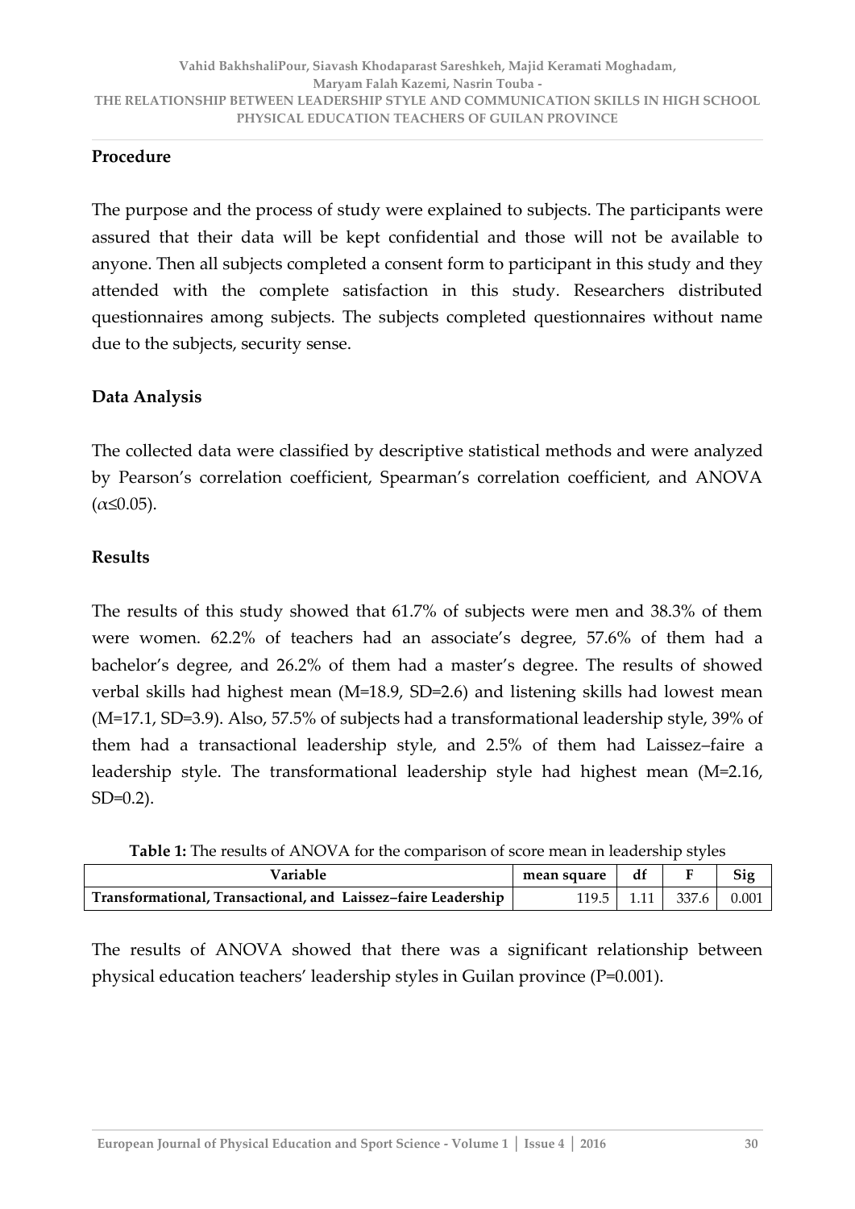## Procedure

The purpose and the process of study were explained to subjects. The participants were assured that their data will be kept confidential and those will not be available to anyone. Then all subjects completed a consent form to participant in this study and they attended with the complete satisfaction in this study. Researchers distributed questionnaires among subjects. The subjects completed questionnaires without name due to the subjects, security sense.

## Data Analysis

The collected data were classified by descriptive statistical methods and were analyzed by Pearson's correlation coefficient, Spearman's correlation coefficient, and ANOVA ($\alpha \leq 0.05$).

## Results

The results of this study showed that 61.7% of subjects were men and 38.3% of them were women. 62.2% of teachers had an associate's degree, 57.6% of them had a bachelor's degree, and 26.2% of them had a master's degree. The results of showed verbal skills had highest mean (M=18.9, SD=2.6) and listening skills had lowest mean (M=17.1, SD=3.9). Also, 57.5% of subjects had a transformational leadership style, 39% of them had a transactional leadership style, and 2.5% of them had Laissez–faire a leadership style. The transformational leadership style had highest mean (M=2.16, SD=0.2).

**Table 1:** The results of ANOVA for the comparison of score mean in leadership styles

| Variable | mean square | df | F | Sig |
|---|---|---|---|---|
| **Transformational, Transactional, and Laissez–faire Leadership** | 119.5 | 1.11 | 337.6 | 0.001 |

The results of ANOVA showed that there was a significant relationship between physical education teachers' leadership styles in Guilan province (P=0.001).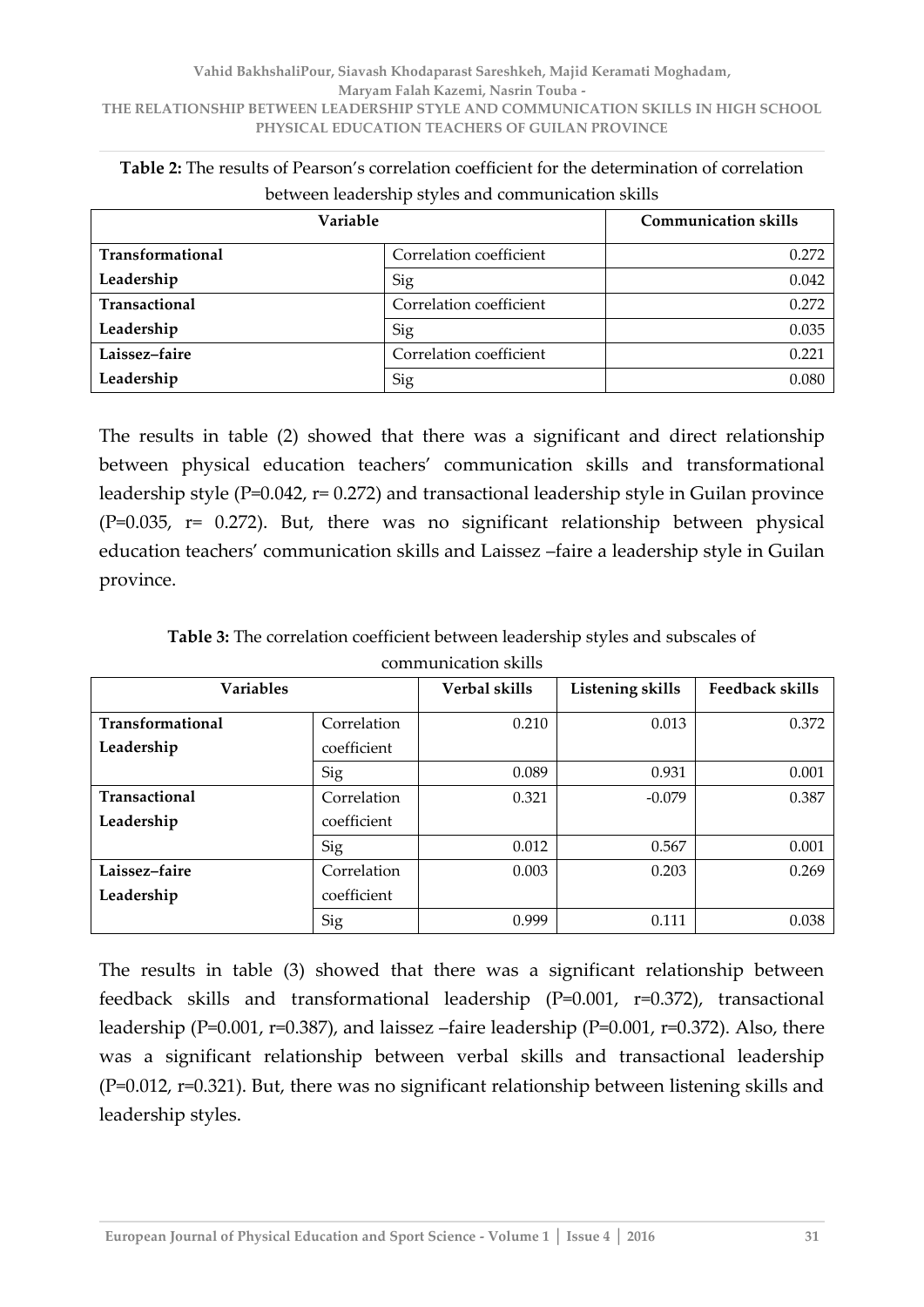**Table 2:** The results of Pearson's correlation coefficient for the determination of correlation between leadership styles and communication skills

| Variable | | Communication skills |
|---|---|---|
| **Transformational Leadership** | Correlation coefficient | 0.272 |
| | Sig | 0.042 |
| **Transactional Leadership** | Correlation coefficient | 0.272 |
| | Sig | 0.035 |
| **Laissez–faire Leadership** | Correlation coefficient | 0.221 |
| | Sig | 0.080 |

The results in table (2) showed that there was a significant and direct relationship between physical education teachers' communication skills and transformational leadership style (P=0.042, r= 0.272) and transactional leadership style in Guilan province (P=0.035, r= 0.272). But, there was no significant relationship between physical education teachers' communication skills and Laissez –faire a leadership style in Guilan province.

**Table 3:** The correlation coefficient between leadership styles and subscales of communication skills

| Variables | | Verbal skills | Listening skills | Feedback skills |
|---|---|---|---|---|
| **Transformational Leadership** | Correlation coefficient | 0.210 | 0.013 | 0.372 |
| | Sig | 0.089 | 0.931 | 0.001 |
| **Transactional Leadership** | Correlation coefficient | 0.321 | -0.079 | 0.387 |
| | Sig | 0.012 | 0.567 | 0.001 |
| **Laissez–faire Leadership** | Correlation coefficient | 0.003 | 0.203 | 0.269 |
| | Sig | 0.999 | 0.111 | 0.038 |

The results in table (3) showed that there was a significant relationship between feedback skills and transformational leadership (P=0.001, r=0.372), transactional leadership (P=0.001, r=0.387), and laissez –faire leadership (P=0.001, r=0.372). Also, there was a significant relationship between verbal skills and transactional leadership (P=0.012, r=0.321). But, there was no significant relationship between listening skills and leadership styles.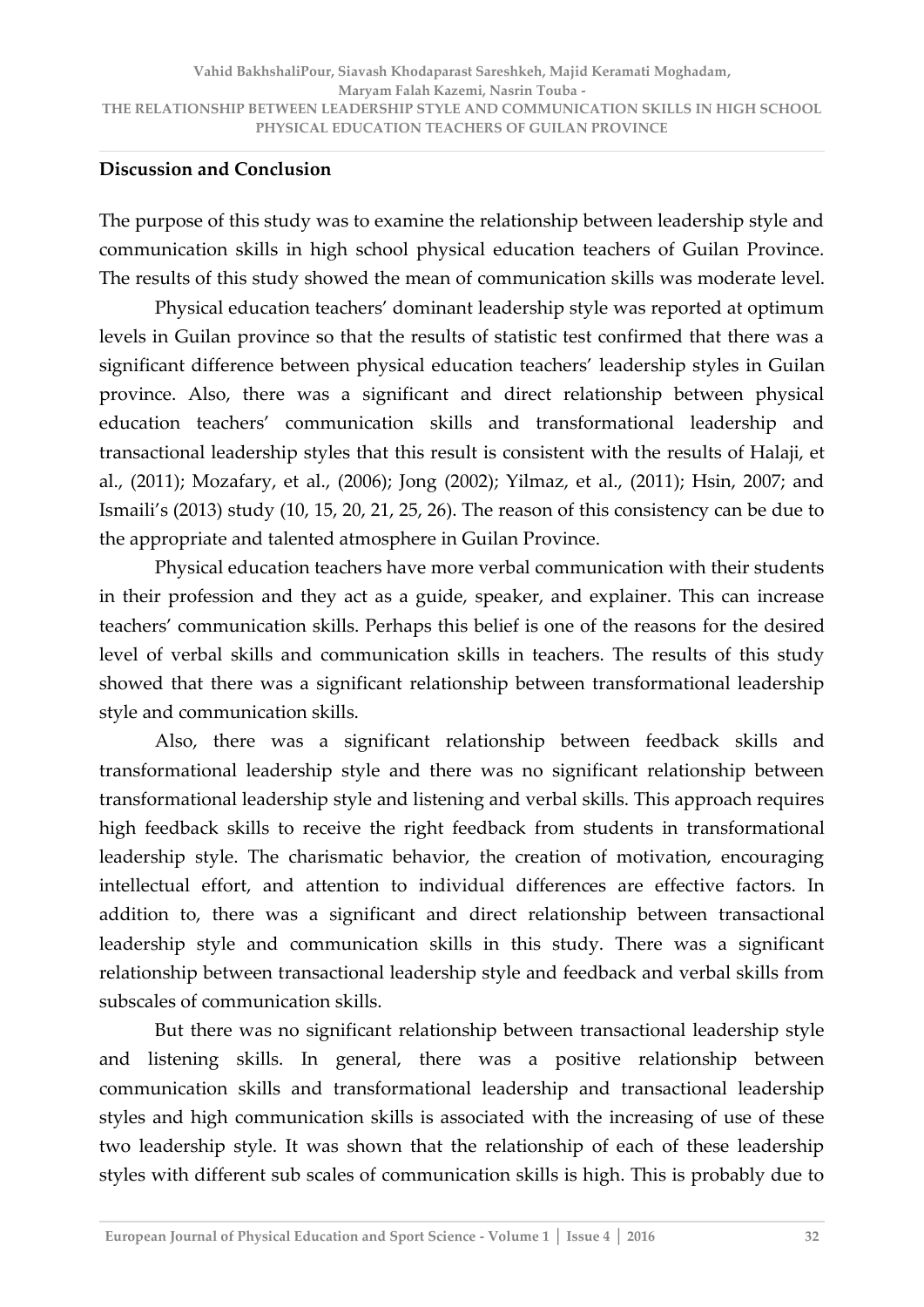**Discussion and Conclusion**

The purpose of this study was to examine the relationship between leadership style and communication skills in high school physical education teachers of Guilan Province. The results of this study showed the mean of communication skills was moderate level.

Physical education teachers' dominant leadership style was reported at optimum levels in Guilan province so that the results of statistic test confirmed that there was a significant difference between physical education teachers' leadership styles in Guilan province. Also, there was a significant and direct relationship between physical education teachers' communication skills and transformational leadership and transactional leadership styles that this result is consistent with the results of Halaji, et al., (2011); Mozafary, et al., (2006); Jong (2002); Yilmaz, et al., (2011); Hsin, 2007; and Ismaili's (2013) study (10, 15, 20, 21, 25, 26). The reason of this consistency can be due to the appropriate and talented atmosphere in Guilan Province.

Physical education teachers have more verbal communication with their students in their profession and they act as a guide, speaker, and explainer. This can increase teachers' communication skills. Perhaps this belief is one of the reasons for the desired level of verbal skills and communication skills in teachers. The results of this study showed that there was a significant relationship between transformational leadership style and communication skills.

Also, there was a significant relationship between feedback skills and transformational leadership style and there was no significant relationship between transformational leadership style and listening and verbal skills. This approach requires high feedback skills to receive the right feedback from students in transformational leadership style. The charismatic behavior, the creation of motivation, encouraging intellectual effort, and attention to individual differences are effective factors. In addition to, there was a significant and direct relationship between transactional leadership style and communication skills in this study. There was a significant relationship between transactional leadership style and feedback and verbal skills from subscales of communication skills.

But there was no significant relationship between transactional leadership style and listening skills. In general, there was a positive relationship between communication skills and transformational leadership and transactional leadership styles and high communication skills is associated with the increasing of use of these two leadership style. It was shown that the relationship of each of these leadership styles with different sub scales of communication skills is high. This is probably due to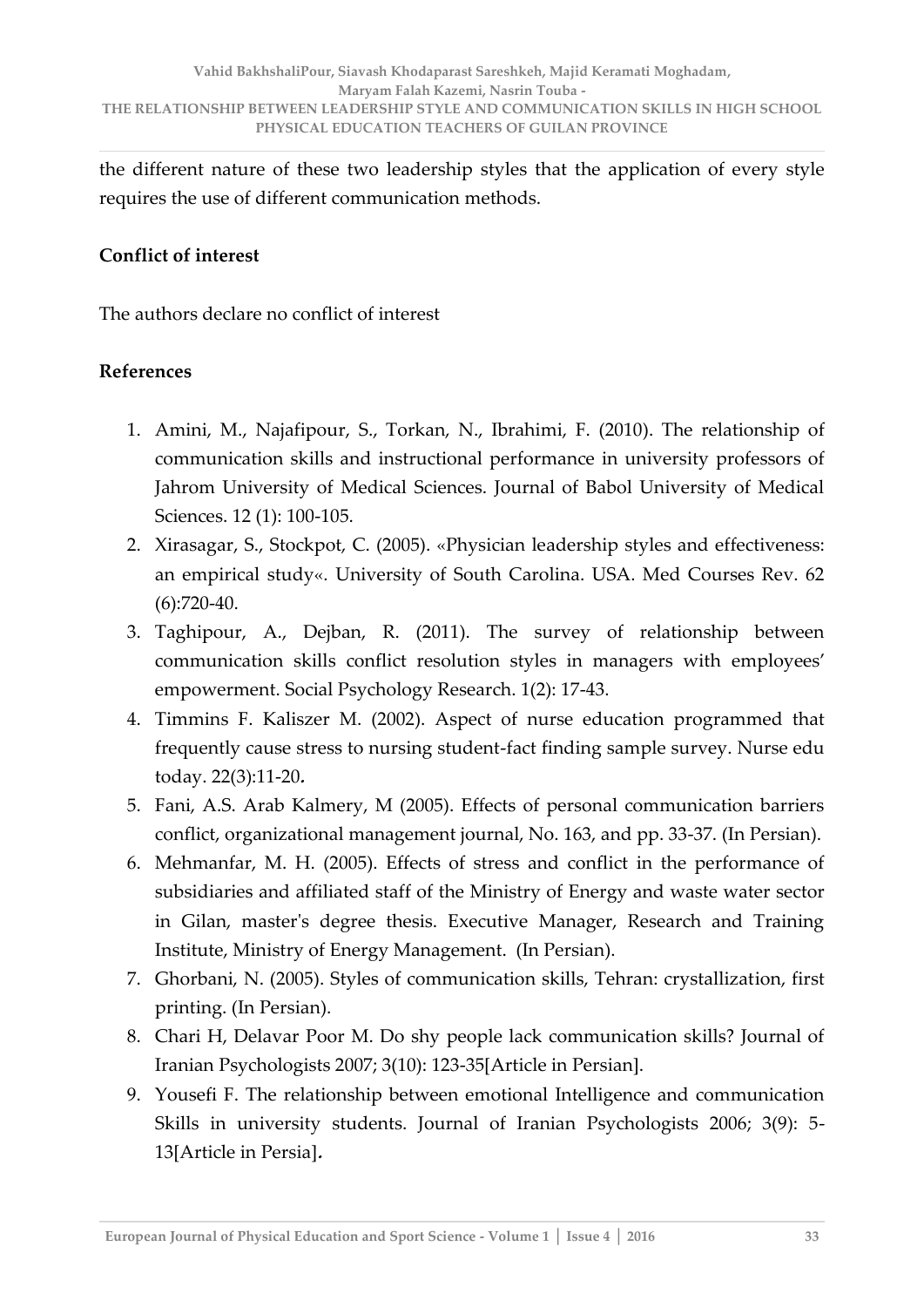the different nature of these two leadership styles that the application of every style requires the use of different communication methods.

### Conflict of interest

The authors declare no conflict of interest

### References

1. Amini, M., Najafipour, S., Torkan, N., Ibrahimi, F. (2010). The relationship of communication skills and instructional performance in university professors of Jahrom University of Medical Sciences. Journal of Babol University of Medical Sciences. 12 (1): 100-105.
2. Xirasagar, S., Stockpot, C. (2005). «Physician leadership styles and effectiveness: an empirical study«. University of South Carolina. USA. Med Courses Rev. 62 (6):720-40.
3. Taghipour, A., Dejban, R. (2011). The survey of relationship between communication skills conflict resolution styles in managers with employees' empowerment. Social Psychology Research. 1(2): 17-43.
4. Timmins F. Kaliszer M. (2002). Aspect of nurse education programmed that frequently cause stress to nursing student-fact finding sample survey. Nurse edu today. 22(3):11-20**.**
5. Fani, A.S. Arab Kalmery, M (2005). Effects of personal communication barriers conflict, organizational management journal, No. 163, and pp. 33-37. (In Persian).
6. Mehmanfar, M. H. (2005). Effects of stress and conflict in the performance of subsidiaries and affiliated staff of the Ministry of Energy and waste water sector in Gilan, master's degree thesis. Executive Manager, Research and Training Institute, Ministry of Energy Management. (In Persian).
7. Ghorbani, N. (2005). Styles of communication skills, Tehran: crystallization, first printing. (In Persian).
8. Chari H, Delavar Poor M. Do shy people lack communication skills? Journal of Iranian Psychologists 2007; 3(10): 123-35[Article in Persian].
9. Yousefi F. The relationship between emotional Intelligence and communication Skills in university students. Journal of Iranian Psychologists 2006; 3(9): 5-13[Article in Persia]**.**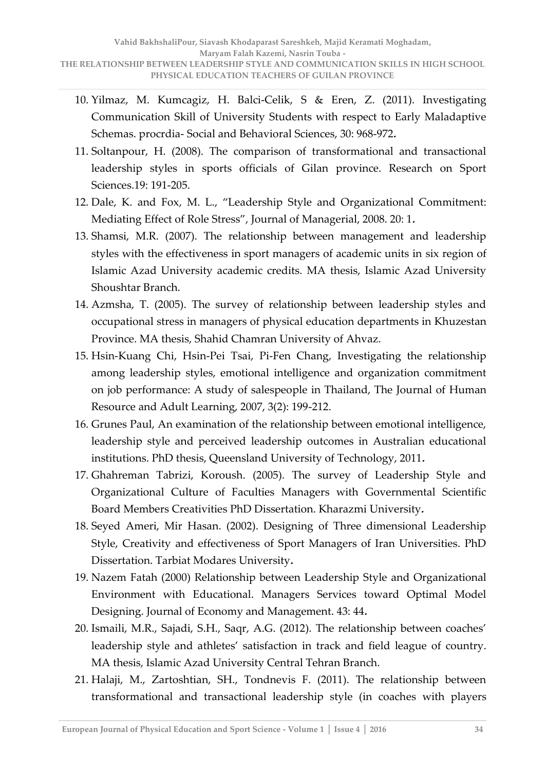10. Yilmaz, M. Kumcagiz, H. Balci-Celik, S & Eren, Z. (2011). Investigating Communication Skill of University Students with respect to Early Maladaptive Schemas. procrdia- Social and Behavioral Sciences, 30: 968-972.
11. Soltanpour, H. (2008). The comparison of transformational and transactional leadership styles in sports officials of Gilan province. Research on Sport Sciences.19: 191-205.
12. Dale, K. and Fox, M. L., "Leadership Style and Organizational Commitment: Mediating Effect of Role Stress", Journal of Managerial, 2008. 20: 1.
13. Shamsi, M.R. (2007). The relationship between management and leadership styles with the effectiveness in sport managers of academic units in six region of Islamic Azad University academic credits. MA thesis, Islamic Azad University Shoushtar Branch.
14. Azmsha, T. (2005). The survey of relationship between leadership styles and occupational stress in managers of physical education departments in Khuzestan Province. MA thesis, Shahid Chamran University of Ahvaz.
15. Hsin-Kuang Chi, Hsin-Pei Tsai, Pi-Fen Chang, Investigating the relationship among leadership styles, emotional intelligence and organization commitment on job performance: A study of salespeople in Thailand, The Journal of Human Resource and Adult Learning, 2007, 3(2): 199-212.
16. Grunes Paul, An examination of the relationship between emotional intelligence, leadership style and perceived leadership outcomes in Australian educational institutions. PhD thesis, Queensland University of Technology, 2011.
17. Ghahreman Tabrizi, Koroush. (2005). The survey of Leadership Style and Organizational Culture of Faculties Managers with Governmental Scientific Board Members Creativities PhD Dissertation. Kharazmi University.
18. Seyed Ameri, Mir Hasan. (2002). Designing of Three dimensional Leadership Style, Creativity and effectiveness of Sport Managers of Iran Universities. PhD Dissertation. Tarbiat Modares University.
19. Nazem Fatah (2000) Relationship between Leadership Style and Organizational Environment with Educational. Managers Services toward Optimal Model Designing. Journal of Economy and Management. 43: 44.
20. Ismaili, M.R., Sajadi, S.H., Saqr, A.G. (2012). The relationship between coaches' leadership style and athletes' satisfaction in track and field league of country. MA thesis, Islamic Azad University Central Tehran Branch.
21. Halaji, M., Zartoshtian, SH., Tondnevis F. (2011). The relationship between transformational and transactional leadership style (in coaches with players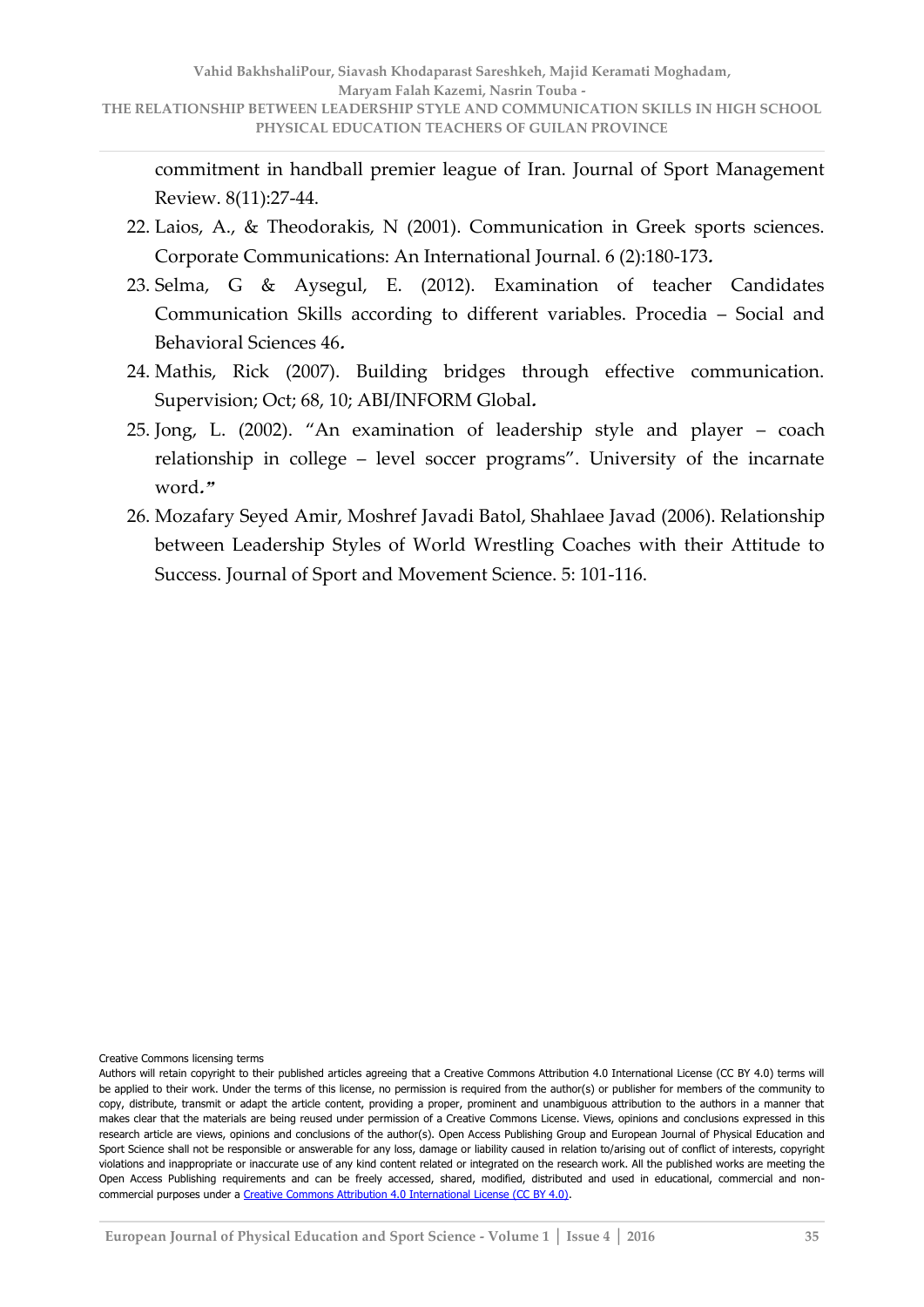commitment in handball premier league of Iran. Journal of Sport Management Review. 8(11):27-44.

22. Laios, A., & Theodorakis, N (2001). Communication in Greek sports sciences. Corporate Communications: An International Journal. 6 (2):180-173.
23. Selma, G & Aysegul, E. (2012). Examination of teacher Candidates Communication Skills according to different variables. Procedia – Social and Behavioral Sciences 46.
24. Mathis, Rick (2007). Building bridges through effective communication. Supervision; Oct; 68, 10; ABI/INFORM Global.
25. Jong, L. (2002). "An examination of leadership style and player – coach relationship in college – level soccer programs". University of the incarnate word."
26. Mozafary Seyed Amir, Moshref Javadi Batol, Shahlaee Javad (2006). Relationship between Leadership Styles of World Wrestling Coaches with their Attitude to Success. Journal of Sport and Movement Science. 5: 101-116.

Creative Commons licensing terms

Authors will retain copyright to their published articles agreeing that a Creative Commons Attribution 4.0 International License (CC BY 4.0) terms will be applied to their work. Under the terms of this license, no permission is required from the author(s) or publisher for members of the community to copy, distribute, transmit or adapt the article content, providing a proper, prominent and unambiguous attribution to the authors in a manner that makes clear that the materials are being reused under permission of a Creative Commons License. Views, opinions and conclusions expressed in this research article are views, opinions and conclusions of the author(s). Open Access Publishing Group and European Journal of Physical Education and Sport Science shall not be responsible or answerable for any loss, damage or liability caused in relation to/arising out of conflict of interests, copyright violations and inappropriate or inaccurate use of any kind content related or integrated on the research work. All the published works are meeting the Open Access Publishing requirements and can be freely accessed, shared, modified, distributed and used in educational, commercial and non-commercial purposes under a Creative Commons Attribution 4.0 International License (CC BY 4.0).